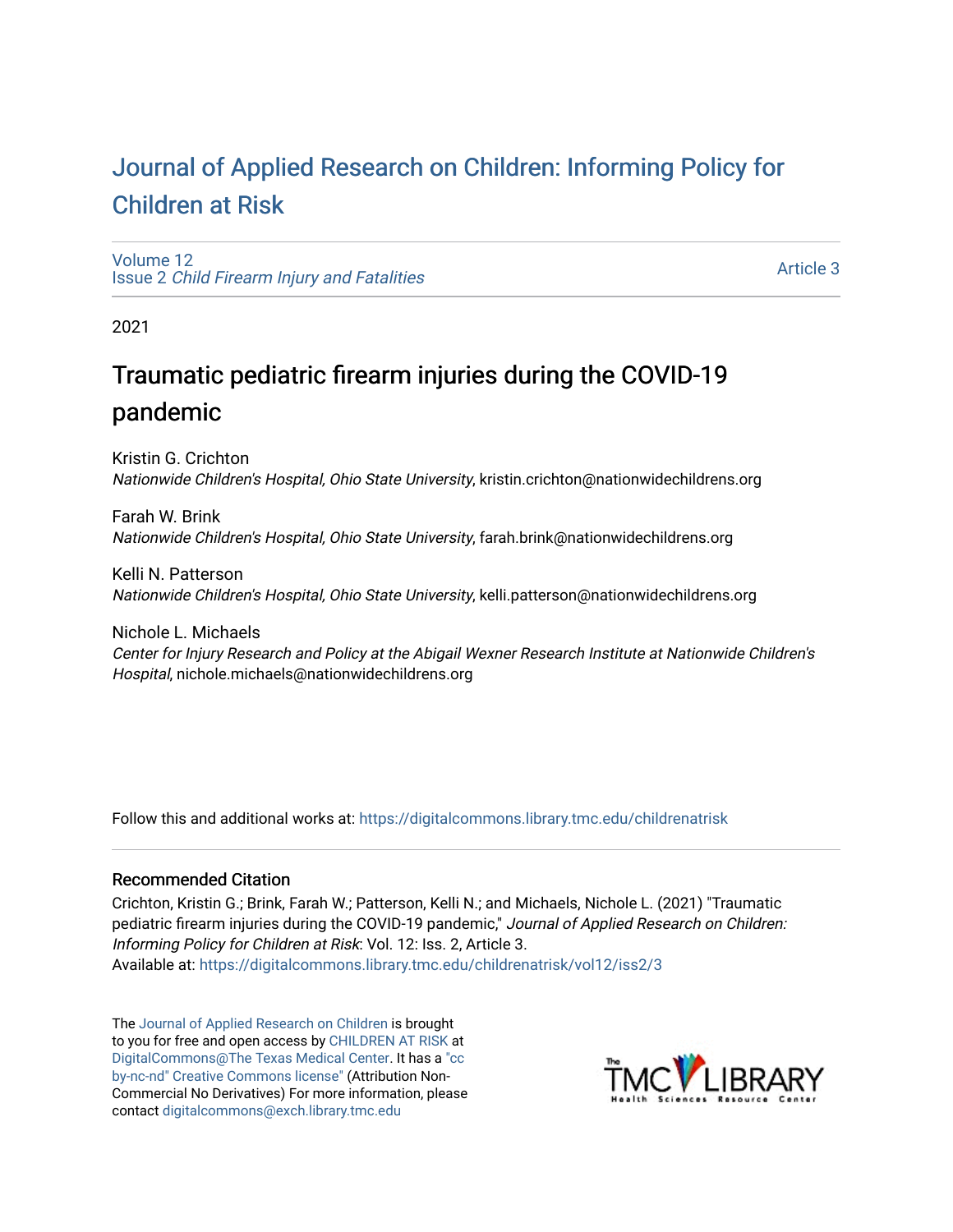# Journal of Applied Research on Children: Informing Policy for Children at Risk

Volume 12
Issue 2 *Child Firearm Injury and Fatalities*

Article 3

2021

## Traumatic pediatric firearm injuries during the COVID-19 pandemic

Kristin G. Crichton
*Nationwide Children's Hospital, Ohio State University*, kristin.crichton@nationwidechildrens.org

Farah W. Brink
*Nationwide Children's Hospital, Ohio State University*, farah.brink@nationwidechildrens.org

Kelli N. Patterson
*Nationwide Children's Hospital, Ohio State University*, kelli.patterson@nationwidechildrens.org

Nichole L. Michaels
*Center for Injury Research and Policy at the Abigail Wexner Research Institute at Nationwide Children's Hospital*, nichole.michaels@nationwidechildrens.org

Follow this and additional works at: https://digitalcommons.library.tmc.edu/childrenatrisk

### Recommended Citation

Crichton, Kristin G.; Brink, Farah W.; Patterson, Kelli N.; and Michaels, Nichole L. (2021) "Traumatic pediatric firearm injuries during the COVID-19 pandemic," *Journal of Applied Research on Children: Informing Policy for Children at Risk*: Vol. 12: Iss. 2, Article 3.
Available at: https://digitalcommons.library.tmc.edu/childrenatrisk/vol12/iss2/3

The Journal of Applied Research on Children is brought to you for free and open access by CHILDREN AT RISK at DigitalCommons@The Texas Medical Center. It has a "cc by-nc-nd" Creative Commons license" (Attribution Non-Commercial No Derivatives) For more information, please contact digitalcommons@exch.library.tmc.edu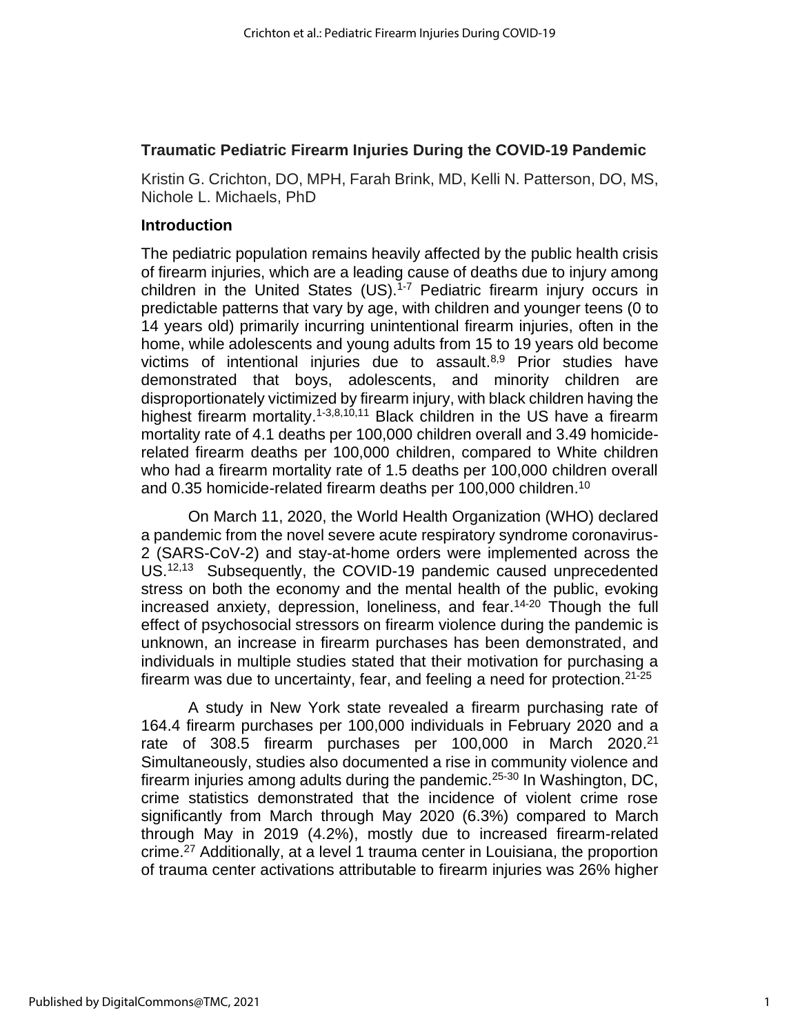## Traumatic Pediatric Firearm Injuries During the COVID-19 Pandemic

Kristin G. Crichton, DO, MPH, Farah Brink, MD, Kelli N. Patterson, DO, MS, Nichole L. Michaels, PhD

### Introduction

The pediatric population remains heavily affected by the public health crisis of firearm injuries, which are a leading cause of deaths due to injury among children in the United States (US).[1-7] Pediatric firearm injury occurs in predictable patterns that vary by age, with children and younger teens (0 to 14 years old) primarily incurring unintentional firearm injuries, often in the home, while adolescents and young adults from 15 to 19 years old become victims of intentional injuries due to assault.[8,9] Prior studies have demonstrated that boys, adolescents, and minority children are disproportionately victimized by firearm injury, with black children having the highest firearm mortality.[1-3,8,10,11] Black children in the US have a firearm mortality rate of 4.1 deaths per 100,000 children overall and 3.49 homicide-related firearm deaths per 100,000 children, compared to White children who had a firearm mortality rate of 1.5 deaths per 100,000 children overall and 0.35 homicide-related firearm deaths per 100,000 children.[10]

On March 11, 2020, the World Health Organization (WHO) declared a pandemic from the novel severe acute respiratory syndrome coronavirus-2 (SARS-CoV-2) and stay-at-home orders were implemented across the US.[12,13] Subsequently, the COVID-19 pandemic caused unprecedented stress on both the economy and the mental health of the public, evoking increased anxiety, depression, loneliness, and fear.[14-20] Though the full effect of psychosocial stressors on firearm violence during the pandemic is unknown, an increase in firearm purchases has been demonstrated, and individuals in multiple studies stated that their motivation for purchasing a firearm was due to uncertainty, fear, and feeling a need for protection.[21-25]

A study in New York state revealed a firearm purchasing rate of 164.4 firearm purchases per 100,000 individuals in February 2020 and a rate of 308.5 firearm purchases per 100,000 in March 2020.[21] Simultaneously, studies also documented a rise in community violence and firearm injuries among adults during the pandemic.[25-30] In Washington, DC, crime statistics demonstrated that the incidence of violent crime rose significantly from March through May 2020 (6.3%) compared to March through May in 2019 (4.2%), mostly due to increased firearm-related crime.[27] Additionally, at a level 1 trauma center in Louisiana, the proportion of trauma center activations attributable to firearm injuries was 26% higher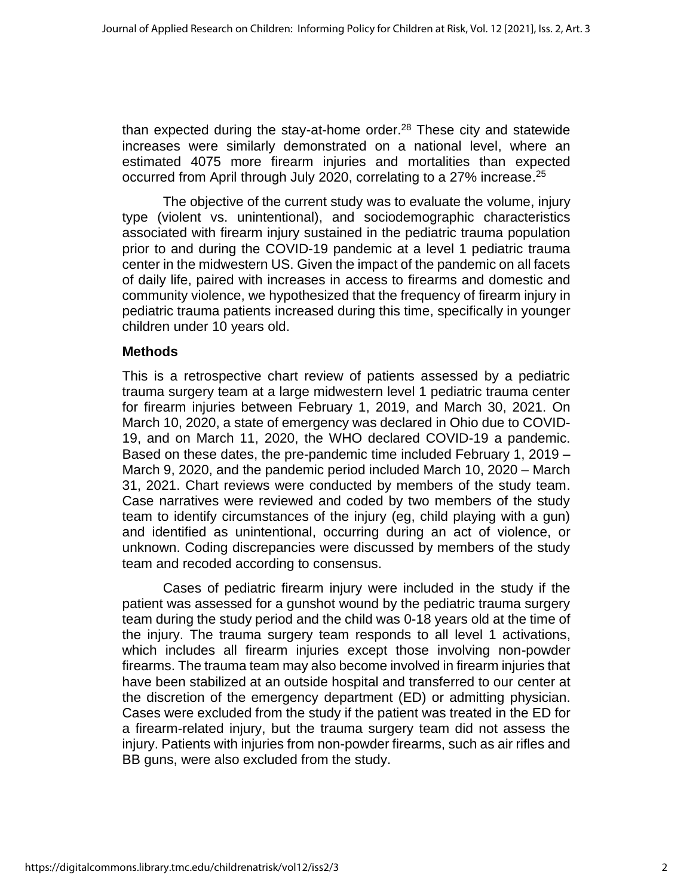than expected during the stay-at-home order.[28] These city and statewide increases were similarly demonstrated on a national level, where an estimated 4075 more firearm injuries and mortalities than expected occurred from April through July 2020, correlating to a 27% increase.[25]

The objective of the current study was to evaluate the volume, injury type (violent vs. unintentional), and sociodemographic characteristics associated with firearm injury sustained in the pediatric trauma population prior to and during the COVID-19 pandemic at a level 1 pediatric trauma center in the midwestern US. Given the impact of the pandemic on all facets of daily life, paired with increases in access to firearms and domestic and community violence, we hypothesized that the frequency of firearm injury in pediatric trauma patients increased during this time, specifically in younger children under 10 years old.

## Methods

This is a retrospective chart review of patients assessed by a pediatric trauma surgery team at a large midwestern level 1 pediatric trauma center for firearm injuries between February 1, 2019, and March 30, 2021. On March 10, 2020, a state of emergency was declared in Ohio due to COVID-19, and on March 11, 2020, the WHO declared COVID-19 a pandemic. Based on these dates, the pre-pandemic time included February 1, 2019 – March 9, 2020, and the pandemic period included March 10, 2020 – March 31, 2021. Chart reviews were conducted by members of the study team. Case narratives were reviewed and coded by two members of the study team to identify circumstances of the injury (eg, child playing with a gun) and identified as unintentional, occurring during an act of violence, or unknown. Coding discrepancies were discussed by members of the study team and recoded according to consensus.

Cases of pediatric firearm injury were included in the study if the patient was assessed for a gunshot wound by the pediatric trauma surgery team during the study period and the child was 0-18 years old at the time of the injury. The trauma surgery team responds to all level 1 activations, which includes all firearm injuries except those involving non-powder firearms. The trauma team may also become involved in firearm injuries that have been stabilized at an outside hospital and transferred to our center at the discretion of the emergency department (ED) or admitting physician. Cases were excluded from the study if the patient was treated in the ED for a firearm-related injury, but the trauma surgery team did not assess the injury. Patients with injuries from non-powder firearms, such as air rifles and BB guns, were also excluded from the study.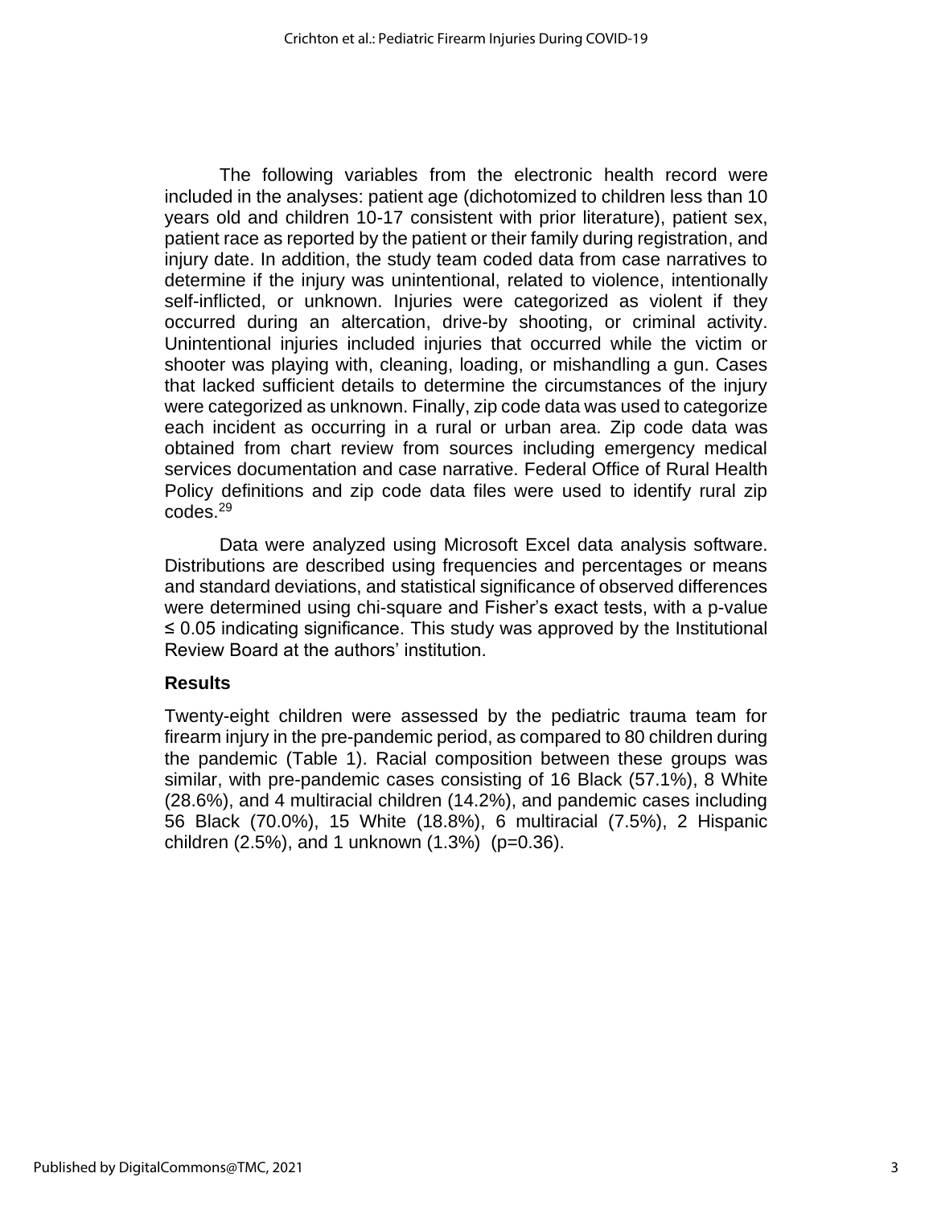The following variables from the electronic health record were included in the analyses: patient age (dichotomized to children less than 10 years old and children 10-17 consistent with prior literature), patient sex, patient race as reported by the patient or their family during registration, and injury date. In addition, the study team coded data from case narratives to determine if the injury was unintentional, related to violence, intentionally self-inflicted, or unknown. Injuries were categorized as violent if they occurred during an altercation, drive-by shooting, or criminal activity. Unintentional injuries included injuries that occurred while the victim or shooter was playing with, cleaning, loading, or mishandling a gun. Cases that lacked sufficient details to determine the circumstances of the injury were categorized as unknown. Finally, zip code data was used to categorize each incident as occurring in a rural or urban area. Zip code data was obtained from chart review from sources including emergency medical services documentation and case narrative. Federal Office of Rural Health Policy definitions and zip code data files were used to identify rural zip codes.[29]

Data were analyzed using Microsoft Excel data analysis software. Distributions are described using frequencies and percentages or means and standard deviations, and statistical significance of observed differences were determined using chi-square and Fisher's exact tests, with a p-value ≤ 0.05 indicating significance. This study was approved by the Institutional Review Board at the authors' institution.

## Results

Twenty-eight children were assessed by the pediatric trauma team for firearm injury in the pre-pandemic period, as compared to 80 children during the pandemic (Table 1). Racial composition between these groups was similar, with pre-pandemic cases consisting of 16 Black (57.1%), 8 White (28.6%), and 4 multiracial children (14.2%), and pandemic cases including 56 Black (70.0%), 15 White (18.8%), 6 multiracial (7.5%), 2 Hispanic children (2.5%), and 1 unknown (1.3%) (p=0.36).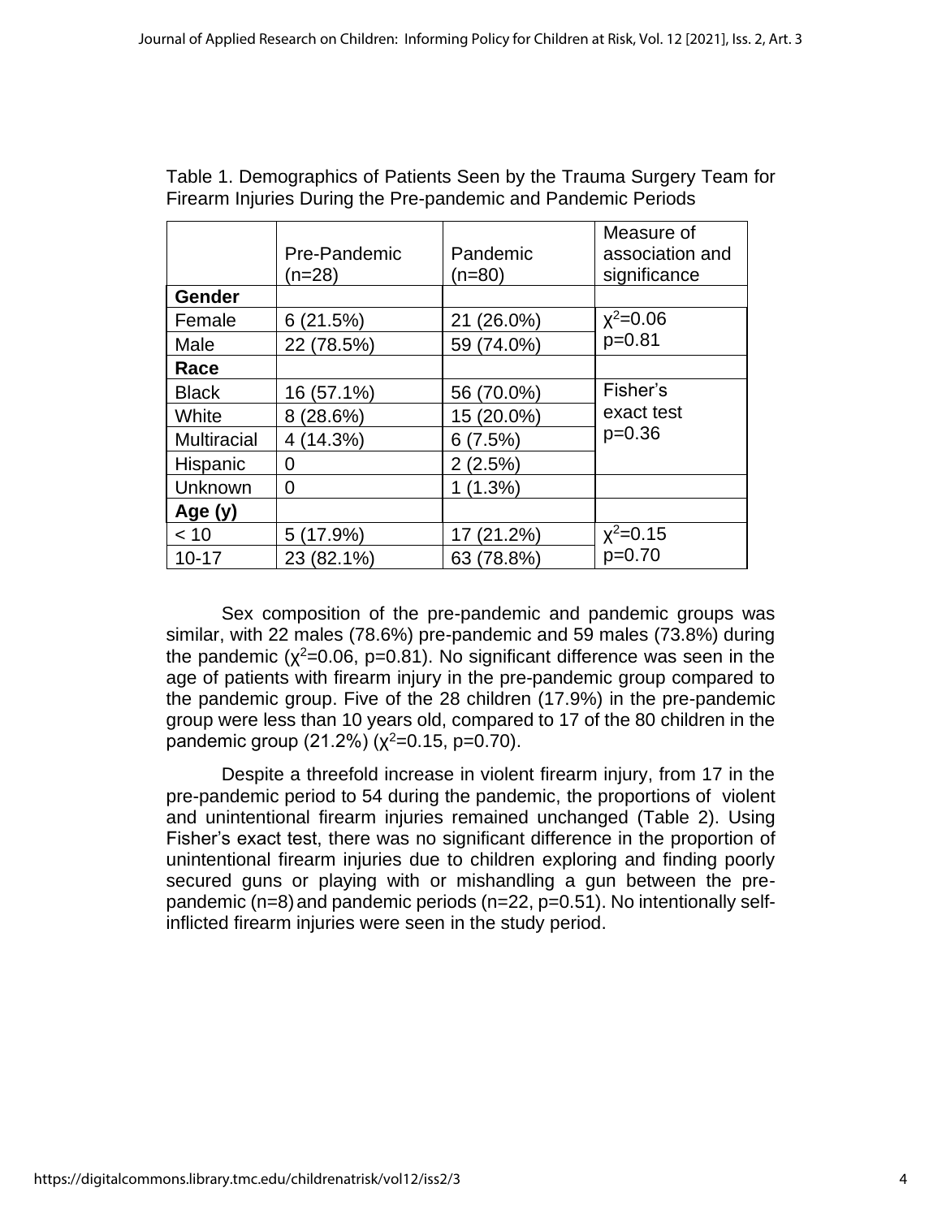Table 1. Demographics of Patients Seen by the Trauma Surgery Team for Firearm Injuries During the Pre-pandemic and Pandemic Periods

| | Pre-Pandemic (n=28) | Pandemic (n=80) | Measure of association and significance |
|---|---|---|---|
| **Gender** | | | |
| Female | 6 (21.5%) | 21 (26.0%) | $\chi^2$=0.06 p=0.81 |
| Male | 22 (78.5%) | 59 (74.0%) | |
| **Race** | | | |
| Black | 16 (57.1%) | 56 (70.0%) | Fisher's exact test p=0.36 |
| White | 8 (28.6%) | 15 (20.0%) | |
| Multiracial | 4 (14.3%) | 6 (7.5%) | |
| Hispanic | 0 | 2 (2.5%) | |
| Unknown | 0 | 1 (1.3%) | |
| **Age (y)** | | | |
| < 10 | 5 (17.9%) | 17 (21.2%) | $\chi^2$=0.15 p=0.70 |
| 10-17 | 23 (82.1%) | 63 (78.8%) | |

Sex composition of the pre-pandemic and pandemic groups was similar, with 22 males (78.6%) pre-pandemic and 59 males (73.8%) during the pandemic ($\chi^2$=0.06, p=0.81). No significant difference was seen in the age of patients with firearm injury in the pre-pandemic group compared to the pandemic group. Five of the 28 children (17.9%) in the pre-pandemic group were less than 10 years old, compared to 17 of the 80 children in the pandemic group (21.2%) ($\chi^2$=0.15, p=0.70).

Despite a threefold increase in violent firearm injury, from 17 in the pre-pandemic period to 54 during the pandemic, the proportions of violent and unintentional firearm injuries remained unchanged (Table 2). Using Fisher's exact test, there was no significant difference in the proportion of unintentional firearm injuries due to children exploring and finding poorly secured guns or playing with or mishandling a gun between the pre-pandemic (n=8) and pandemic periods (n=22, p=0.51). No intentionally self-inflicted firearm injuries were seen in the study period.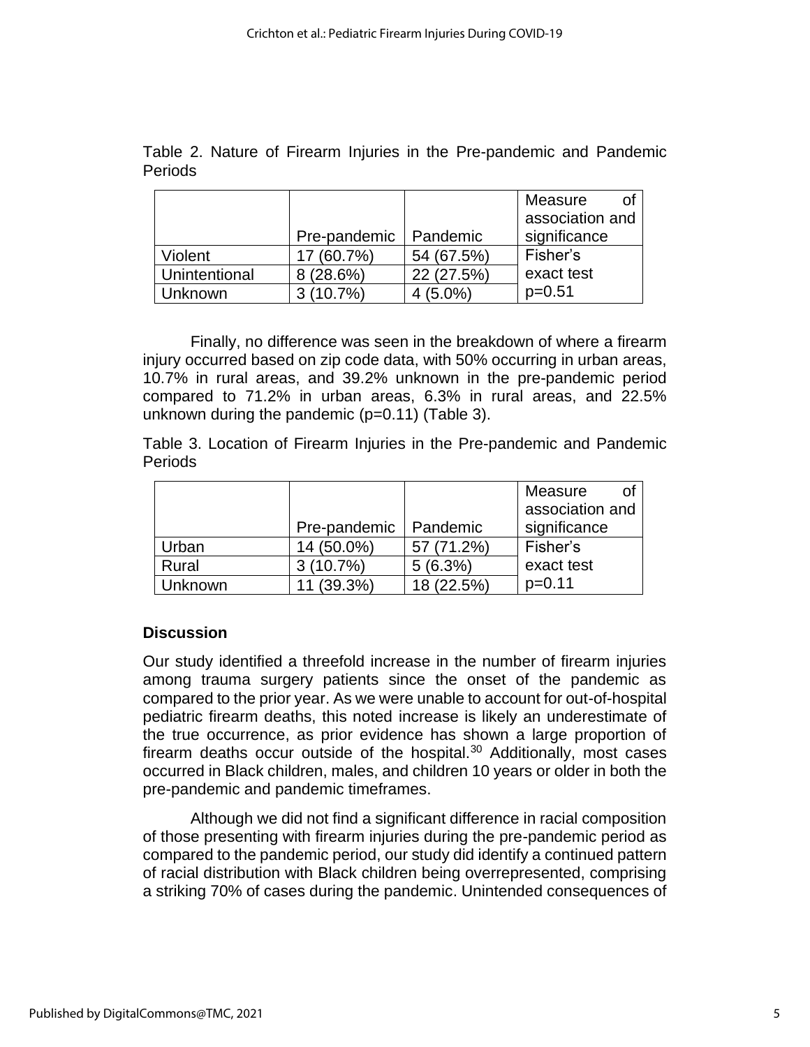Table 2. Nature of Firearm Injuries in the Pre-pandemic and Pandemic Periods

| | Pre-pandemic | Pandemic | Measure of association and significance |
|---|---|---|---|
| Violent | 17 (60.7%) | 54 (67.5%) | Fisher's exact test p=0.51 |
| Unintentional | 8 (28.6%) | 22 (27.5%) | |
| Unknown | 3 (10.7%) | 4 (5.0%) | |

Finally, no difference was seen in the breakdown of where a firearm injury occurred based on zip code data, with 50% occurring in urban areas, 10.7% in rural areas, and 39.2% unknown in the pre-pandemic period compared to 71.2% in urban areas, 6.3% in rural areas, and 22.5% unknown during the pandemic (p=0.11) (Table 3).

Table 3. Location of Firearm Injuries in the Pre-pandemic and Pandemic Periods

| | Pre-pandemic | Pandemic | Measure of association and significance |
|---|---|---|---|
| Urban | 14 (50.0%) | 57 (71.2%) | Fisher's exact test p=0.11 |
| Rural | 3 (10.7%) | 5 (6.3%) | |
| Unknown | 11 (39.3%) | 18 (22.5%) | |

## Discussion

Our study identified a threefold increase in the number of firearm injuries among trauma surgery patients since the onset of the pandemic as compared to the prior year. As we were unable to account for out-of-hospital pediatric firearm deaths, this noted increase is likely an underestimate of the true occurrence, as prior evidence has shown a large proportion of firearm deaths occur outside of the hospital.[30] Additionally, most cases occurred in Black children, males, and children 10 years or older in both the pre-pandemic and pandemic timeframes.

Although we did not find a significant difference in racial composition of those presenting with firearm injuries during the pre-pandemic period as compared to the pandemic period, our study did identify a continued pattern of racial distribution with Black children being overrepresented, comprising a striking 70% of cases during the pandemic. Unintended consequences of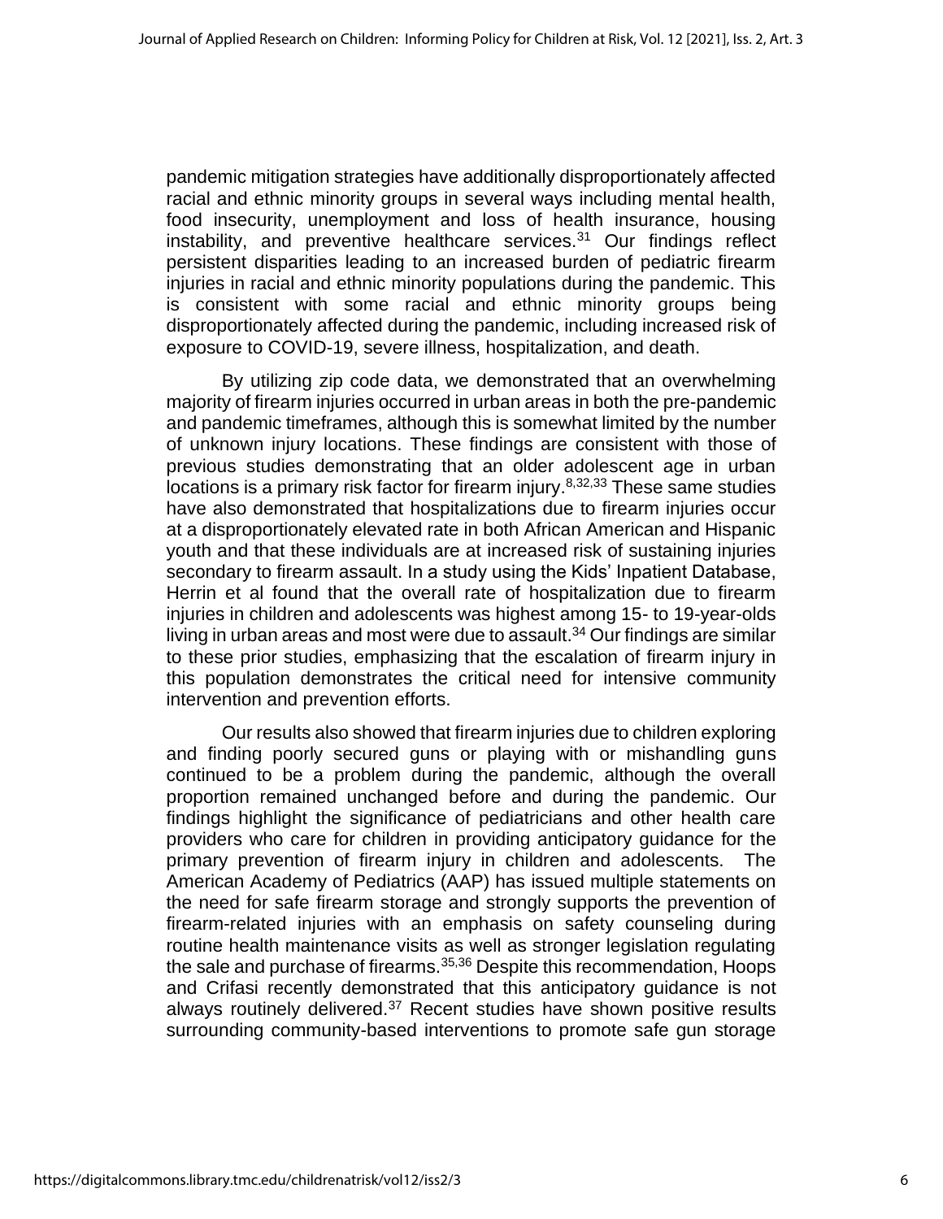pandemic mitigation strategies have additionally disproportionately affected racial and ethnic minority groups in several ways including mental health, food insecurity, unemployment and loss of health insurance, housing instability, and preventive healthcare services.[31] Our findings reflect persistent disparities leading to an increased burden of pediatric firearm injuries in racial and ethnic minority populations during the pandemic. This is consistent with some racial and ethnic minority groups being disproportionately affected during the pandemic, including increased risk of exposure to COVID-19, severe illness, hospitalization, and death.

By utilizing zip code data, we demonstrated that an overwhelming majority of firearm injuries occurred in urban areas in both the pre-pandemic and pandemic timeframes, although this is somewhat limited by the number of unknown injury locations. These findings are consistent with those of previous studies demonstrating that an older adolescent age in urban locations is a primary risk factor for firearm injury.[8,32,33] These same studies have also demonstrated that hospitalizations due to firearm injuries occur at a disproportionately elevated rate in both African American and Hispanic youth and that these individuals are at increased risk of sustaining injuries secondary to firearm assault. In a study using the Kids' Inpatient Database, Herrin et al found that the overall rate of hospitalization due to firearm injuries in children and adolescents was highest among 15- to 19-year-olds living in urban areas and most were due to assault.[34] Our findings are similar to these prior studies, emphasizing that the escalation of firearm injury in this population demonstrates the critical need for intensive community intervention and prevention efforts.

Our results also showed that firearm injuries due to children exploring and finding poorly secured guns or playing with or mishandling guns continued to be a problem during the pandemic, although the overall proportion remained unchanged before and during the pandemic. Our findings highlight the significance of pediatricians and other health care providers who care for children in providing anticipatory guidance for the primary prevention of firearm injury in children and adolescents. The American Academy of Pediatrics (AAP) has issued multiple statements on the need for safe firearm storage and strongly supports the prevention of firearm-related injuries with an emphasis on safety counseling during routine health maintenance visits as well as stronger legislation regulating the sale and purchase of firearms.[35,36] Despite this recommendation, Hoops and Crifasi recently demonstrated that this anticipatory guidance is not always routinely delivered.[37] Recent studies have shown positive results surrounding community-based interventions to promote safe gun storage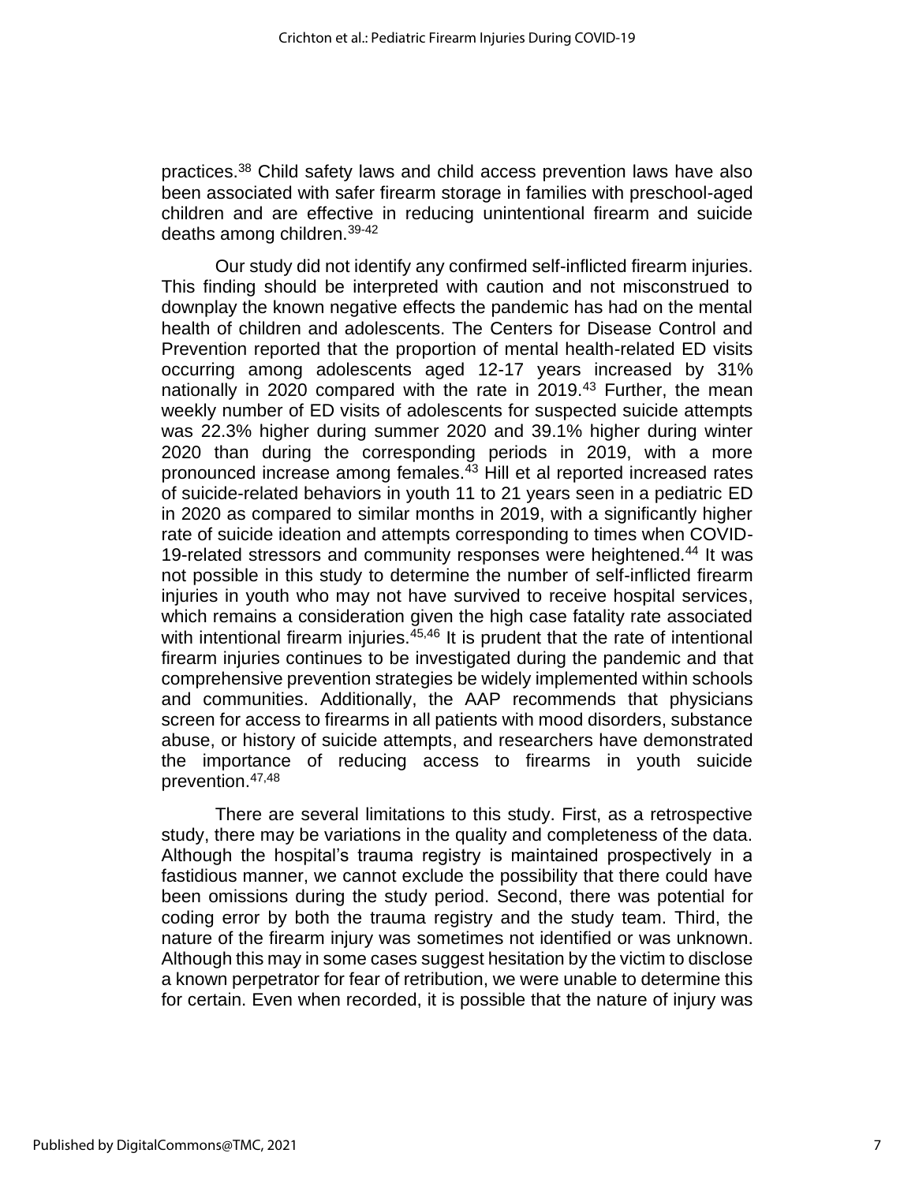practices.[38] Child safety laws and child access prevention laws have also been associated with safer firearm storage in families with preschool-aged children and are effective in reducing unintentional firearm and suicide deaths among children.[39-42]

Our study did not identify any confirmed self-inflicted firearm injuries. This finding should be interpreted with caution and not misconstrued to downplay the known negative effects the pandemic has had on the mental health of children and adolescents. The Centers for Disease Control and Prevention reported that the proportion of mental health-related ED visits occurring among adolescents aged 12-17 years increased by 31% nationally in 2020 compared with the rate in 2019.[43] Further, the mean weekly number of ED visits of adolescents for suspected suicide attempts was 22.3% higher during summer 2020 and 39.1% higher during winter 2020 than during the corresponding periods in 2019, with a more pronounced increase among females.[43] Hill et al reported increased rates of suicide-related behaviors in youth 11 to 21 years seen in a pediatric ED in 2020 as compared to similar months in 2019, with a significantly higher rate of suicide ideation and attempts corresponding to times when COVID-19-related stressors and community responses were heightened.[44] It was not possible in this study to determine the number of self-inflicted firearm injuries in youth who may not have survived to receive hospital services, which remains a consideration given the high case fatality rate associated with intentional firearm injuries.[45,46] It is prudent that the rate of intentional firearm injuries continues to be investigated during the pandemic and that comprehensive prevention strategies be widely implemented within schools and communities. Additionally, the AAP recommends that physicians screen for access to firearms in all patients with mood disorders, substance abuse, or history of suicide attempts, and researchers have demonstrated the importance of reducing access to firearms in youth suicide prevention.[47,48]

There are several limitations to this study. First, as a retrospective study, there may be variations in the quality and completeness of the data. Although the hospital's trauma registry is maintained prospectively in a fastidious manner, we cannot exclude the possibility that there could have been omissions during the study period. Second, there was potential for coding error by both the trauma registry and the study team. Third, the nature of the firearm injury was sometimes not identified or was unknown. Although this may in some cases suggest hesitation by the victim to disclose a known perpetrator for fear of retribution, we were unable to determine this for certain. Even when recorded, it is possible that the nature of injury was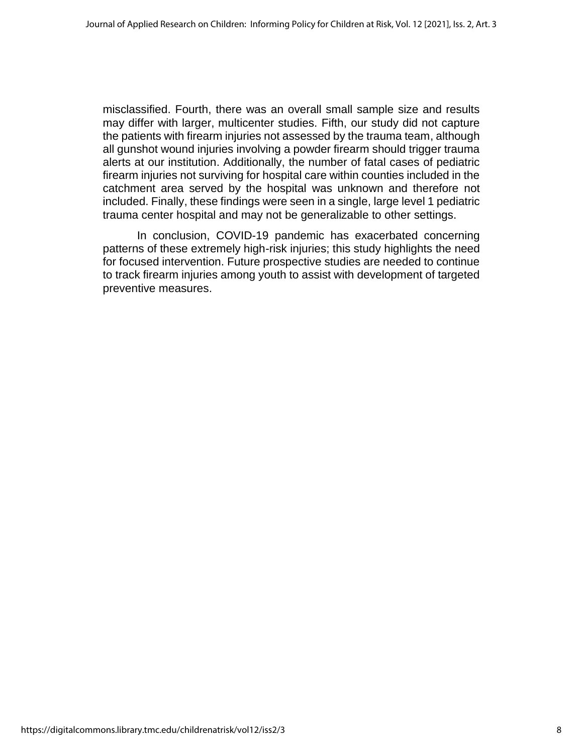misclassified. Fourth, there was an overall small sample size and results may differ with larger, multicenter studies. Fifth, our study did not capture the patients with firearm injuries not assessed by the trauma team, although all gunshot wound injuries involving a powder firearm should trigger trauma alerts at our institution. Additionally, the number of fatal cases of pediatric firearm injuries not surviving for hospital care within counties included in the catchment area served by the hospital was unknown and therefore not included. Finally, these findings were seen in a single, large level 1 pediatric trauma center hospital and may not be generalizable to other settings.

In conclusion, COVID-19 pandemic has exacerbated concerning patterns of these extremely high-risk injuries; this study highlights the need for focused intervention. Future prospective studies are needed to continue to track firearm injuries among youth to assist with development of targeted preventive measures.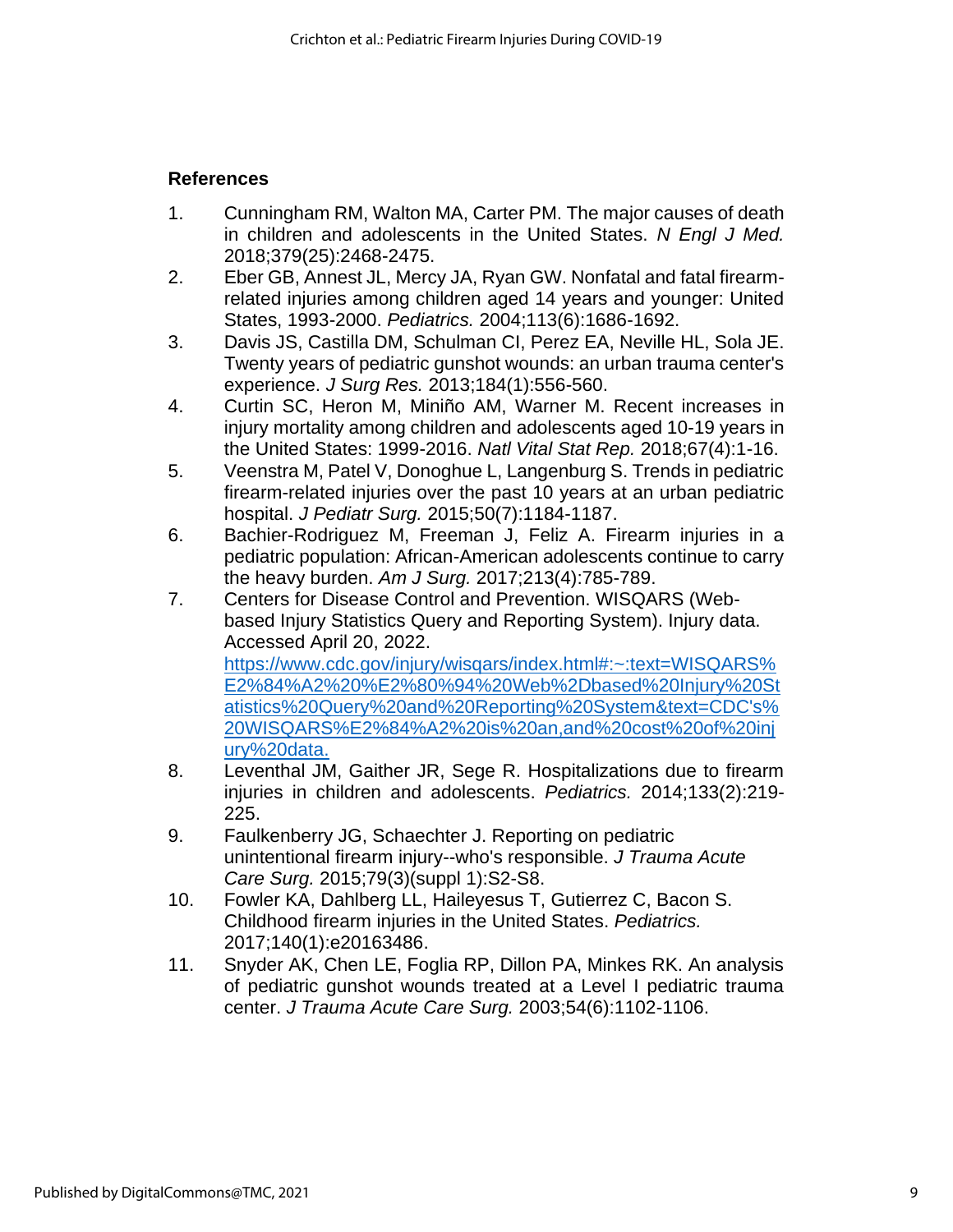## References

1. Cunningham RM, Walton MA, Carter PM. The major causes of death in children and adolescents in the United States. *N Engl J Med.* 2018;379(25):2468-2475.
2. Eber GB, Annest JL, Mercy JA, Ryan GW. Nonfatal and fatal firearm-related injuries among children aged 14 years and younger: United States, 1993-2000. *Pediatrics.* 2004;113(6):1686-1692.
3. Davis JS, Castilla DM, Schulman CI, Perez EA, Neville HL, Sola JE. Twenty years of pediatric gunshot wounds: an urban trauma center's experience. *J Surg Res.* 2013;184(1):556-560.
4. Curtin SC, Heron M, Miniño AM, Warner M. Recent increases in injury mortality among children and adolescents aged 10-19 years in the United States: 1999-2016. *Natl Vital Stat Rep.* 2018;67(4):1-16.
5. Veenstra M, Patel V, Donoghue L, Langenburg S. Trends in pediatric firearm-related injuries over the past 10 years at an urban pediatric hospital. *J Pediatr Surg.* 2015;50(7):1184-1187.
6. Bachier-Rodriguez M, Freeman J, Feliz A. Firearm injuries in a pediatric population: African-American adolescents continue to carry the heavy burden. *Am J Surg.* 2017;213(4):785-789.
7. Centers for Disease Control and Prevention. WISQARS (Web-based Injury Statistics Query and Reporting System). Injury data. Accessed April 20, 2022. [https://www.cdc.gov/injury/wisqars/index.html#:~:text=WISQARS%E2%84%A2%20%E2%80%94%20Web%2Dbased%20Injury%20Statistics%20Query%20and%20Reporting%20System&text=CDC's%20WISQARS%E2%84%A2%20is%20an,and%20cost%20of%20injury%20data.](https://www.cdc.gov/injury/wisqars/index.html#:~:text=WISQARS%E2%84%A2%20%E2%80%94%20Web%2Dbased%20Injury%20Statistics%20Query%20and%20Reporting%20System&text=CDC's%20WISQARS%E2%84%A2%20is%20an,and%20cost%20of%20injury%20data.)
8. Leventhal JM, Gaither JR, Sege R. Hospitalizations due to firearm injuries in children and adolescents. *Pediatrics.* 2014;133(2):219-225.
9. Faulkenberry JG, Schaechter J. Reporting on pediatric unintentional firearm injury--who's responsible. *J Trauma Acute Care Surg.* 2015;79(3)(suppl 1):S2-S8.
10. Fowler KA, Dahlberg LL, Haileyesus T, Gutierrez C, Bacon S. Childhood firearm injuries in the United States. *Pediatrics.* 2017;140(1):e20163486.
11. Snyder AK, Chen LE, Foglia RP, Dillon PA, Minkes RK. An analysis of pediatric gunshot wounds treated at a Level I pediatric trauma center. *J Trauma Acute Care Surg.* 2003;54(6):1102-1106.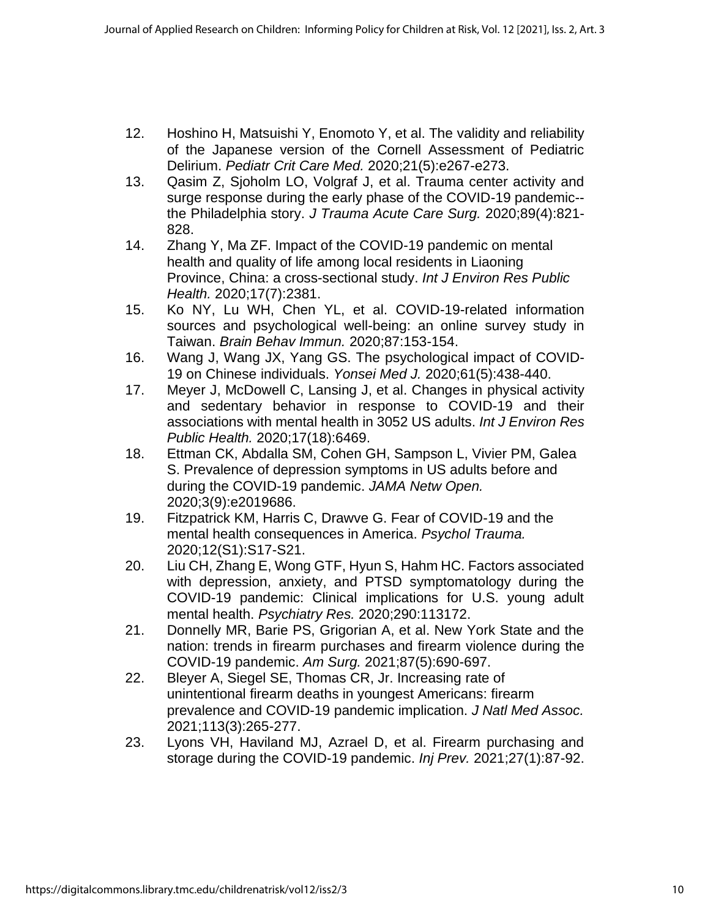12. Hoshino H, Matsuishi Y, Enomoto Y, et al. The validity and reliability of the Japanese version of the Cornell Assessment of Pediatric Delirium. *Pediatr Crit Care Med.* 2020;21(5):e267-e273.
13. Qasim Z, Sjoholm LO, Volgraf J, et al. Trauma center activity and surge response during the early phase of the COVID-19 pandemic--the Philadelphia story. *J Trauma Acute Care Surg.* 2020;89(4):821-828.
14. Zhang Y, Ma ZF. Impact of the COVID-19 pandemic on mental health and quality of life among local residents in Liaoning Province, China: a cross-sectional study. *Int J Environ Res Public Health.* 2020;17(7):2381.
15. Ko NY, Lu WH, Chen YL, et al. COVID-19-related information sources and psychological well-being: an online survey study in Taiwan. *Brain Behav Immun.* 2020;87:153-154.
16. Wang J, Wang JX, Yang GS. The psychological impact of COVID-19 on Chinese individuals. *Yonsei Med J.* 2020;61(5):438-440.
17. Meyer J, McDowell C, Lansing J, et al. Changes in physical activity and sedentary behavior in response to COVID-19 and their associations with mental health in 3052 US adults. *Int J Environ Res Public Health.* 2020;17(18):6469.
18. Ettman CK, Abdalla SM, Cohen GH, Sampson L, Vivier PM, Galea S. Prevalence of depression symptoms in US adults before and during the COVID-19 pandemic. *JAMA Netw Open.* 2020;3(9):e2019686.
19. Fitzpatrick KM, Harris C, Drawve G. Fear of COVID-19 and the mental health consequences in America. *Psychol Trauma.* 2020;12(S1):S17-S21.
20. Liu CH, Zhang E, Wong GTF, Hyun S, Hahm HC. Factors associated with depression, anxiety, and PTSD symptomatology during the COVID-19 pandemic: Clinical implications for U.S. young adult mental health. *Psychiatry Res.* 2020;290:113172.
21. Donnelly MR, Barie PS, Grigorian A, et al. New York State and the nation: trends in firearm purchases and firearm violence during the COVID-19 pandemic. *Am Surg.* 2021;87(5):690-697.
22. Bleyer A, Siegel SE, Thomas CR, Jr. Increasing rate of unintentional firearm deaths in youngest Americans: firearm prevalence and COVID-19 pandemic implication. *J Natl Med Assoc.* 2021;113(3):265-277.
23. Lyons VH, Haviland MJ, Azrael D, et al. Firearm purchasing and storage during the COVID-19 pandemic. *Inj Prev.* 2021;27(1):87-92.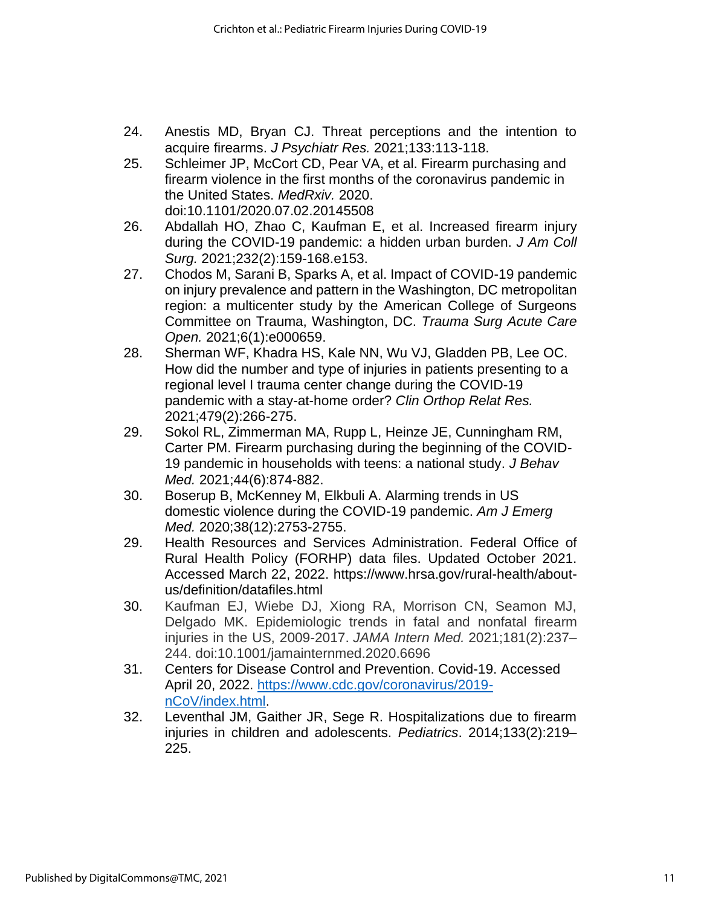24. Anestis MD, Bryan CJ. Threat perceptions and the intention to acquire firearms. *J Psychiatr Res.* 2021;133:113-118.
25. Schleimer JP, McCort CD, Pear VA, et al. Firearm purchasing and firearm violence in the first months of the coronavirus pandemic in the United States. *MedRxiv.* 2020. doi:10.1101/2020.07.02.20145508
26. Abdallah HO, Zhao C, Kaufman E, et al. Increased firearm injury during the COVID-19 pandemic: a hidden urban burden. *J Am Coll Surg.* 2021;232(2):159-168.e153.
27. Chodos M, Sarani B, Sparks A, et al. Impact of COVID-19 pandemic on injury prevalence and pattern in the Washington, DC metropolitan region: a multicenter study by the American College of Surgeons Committee on Trauma, Washington, DC. *Trauma Surg Acute Care Open.* 2021;6(1):e000659.
28. Sherman WF, Khadra HS, Kale NN, Wu VJ, Gladden PB, Lee OC. How did the number and type of injuries in patients presenting to a regional level I trauma center change during the COVID-19 pandemic with a stay-at-home order? *Clin Orthop Relat Res.* 2021;479(2):266-275.
29. Sokol RL, Zimmerman MA, Rupp L, Heinze JE, Cunningham RM, Carter PM. Firearm purchasing during the beginning of the COVID-19 pandemic in households with teens: a national study. *J Behav Med.* 2021;44(6):874-882.
30. Boserup B, McKenney M, Elkbuli A. Alarming trends in US domestic violence during the COVID-19 pandemic. *Am J Emerg Med.* 2020;38(12):2753-2755.
29. Health Resources and Services Administration. Federal Office of Rural Health Policy (FORHP) data files. Updated October 2021. Accessed March 22, 2022. https://www.hrsa.gov/rural-health/about-us/definition/datafiles.html
30. Kaufman EJ, Wiebe DJ, Xiong RA, Morrison CN, Seamon MJ, Delgado MK. Epidemiologic trends in fatal and nonfatal firearm injuries in the US, 2009-2017. *JAMA Intern Med.* 2021;181(2):237–244. doi:10.1001/jamainternmed.2020.6696
31. Centers for Disease Control and Prevention. Covid-19. Accessed April 20, 2022. [https://www.cdc.gov/coronavirus/2019-nCoV/index.html](https://www.cdc.gov/coronavirus/2019-nCoV/index.html).
32. Leventhal JM, Gaither JR, Sege R. Hospitalizations due to firearm injuries in children and adolescents. *Pediatrics*. 2014;133(2):219–225.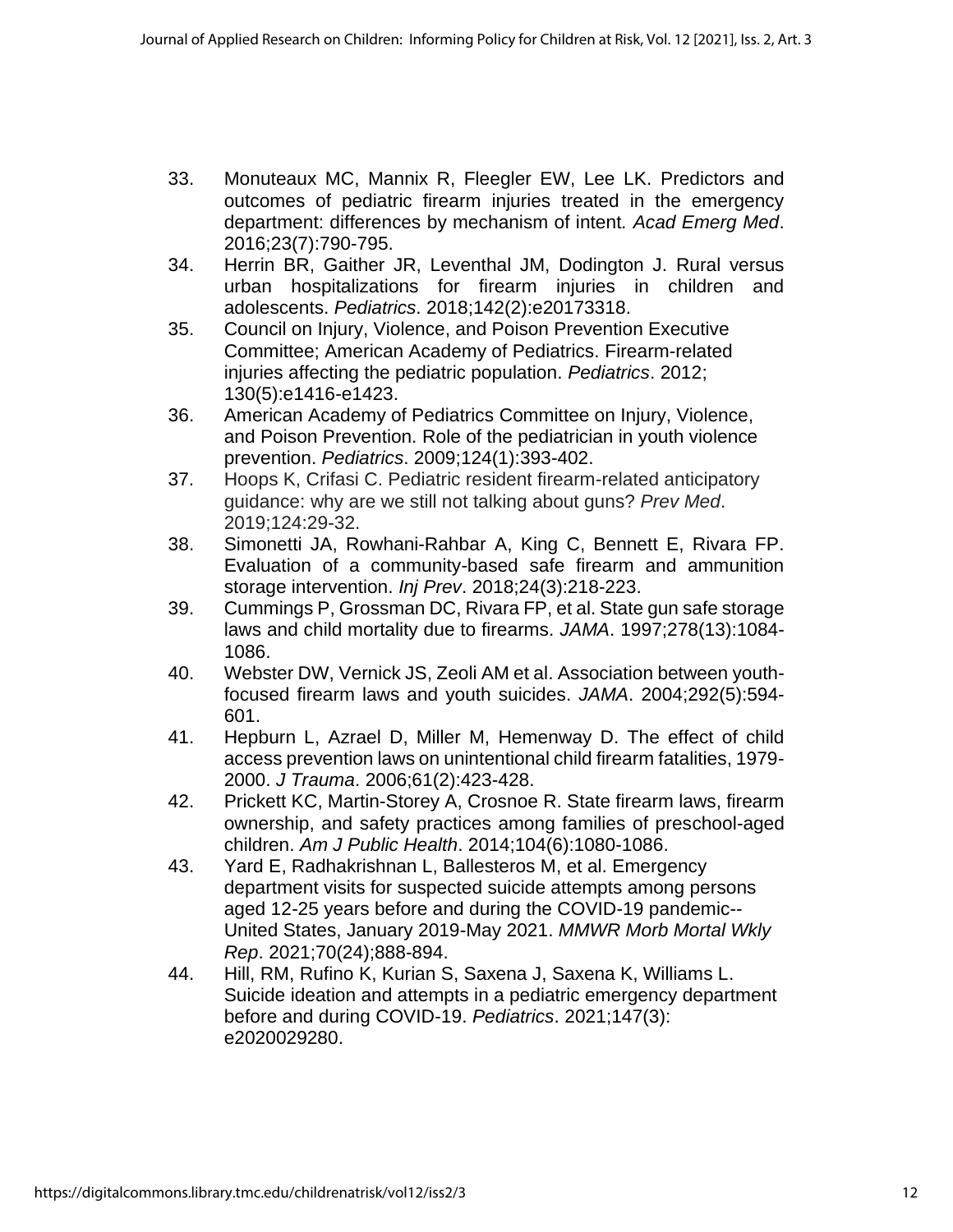33. Monuteaux MC, Mannix R, Fleegler EW, Lee LK. Predictors and outcomes of pediatric firearm injuries treated in the emergency department: differences by mechanism of intent. *Acad Emerg Med*. 2016;23(7):790-795.
34. Herrin BR, Gaither JR, Leventhal JM, Dodington J. Rural versus urban hospitalizations for firearm injuries in children and adolescents. *Pediatrics*. 2018;142(2):e20173318.
35. Council on Injury, Violence, and Poison Prevention Executive Committee; American Academy of Pediatrics. Firearm-related injuries affecting the pediatric population. *Pediatrics*. 2012; 130(5):e1416-e1423.
36. American Academy of Pediatrics Committee on Injury, Violence, and Poison Prevention. Role of the pediatrician in youth violence prevention. *Pediatrics*. 2009;124(1):393-402.
37. Hoops K, Crifasi C. Pediatric resident firearm-related anticipatory guidance: why are we still not talking about guns? *Prev Med*. 2019;124:29-32.
38. Simonetti JA, Rowhani-Rahbar A, King C, Bennett E, Rivara FP. Evaluation of a community-based safe firearm and ammunition storage intervention. *Inj Prev*. 2018;24(3):218-223.
39. Cummings P, Grossman DC, Rivara FP, et al. State gun safe storage laws and child mortality due to firearms. *JAMA*. 1997;278(13):1084-1086.
40. Webster DW, Vernick JS, Zeoli AM et al. Association between youth-focused firearm laws and youth suicides. *JAMA*. 2004;292(5):594-601.
41. Hepburn L, Azrael D, Miller M, Hemenway D. The effect of child access prevention laws on unintentional child firearm fatalities, 1979-2000. *J Trauma*. 2006;61(2):423-428.
42. Prickett KC, Martin-Storey A, Crosnoe R. State firearm laws, firearm ownership, and safety practices among families of preschool-aged children. *Am J Public Health*. 2014;104(6):1080-1086.
43. Yard E, Radhakrishnan L, Ballesteros M, et al. Emergency department visits for suspected suicide attempts among persons aged 12-25 years before and during the COVID-19 pandemic--United States, January 2019-May 2021. *MMWR Morb Mortal Wkly Rep*. 2021;70(24);888-894.
44. Hill, RM, Rufino K, Kurian S, Saxena J, Saxena K, Williams L. Suicide ideation and attempts in a pediatric emergency department before and during COVID-19. *Pediatrics*. 2021;147(3): e2020029280.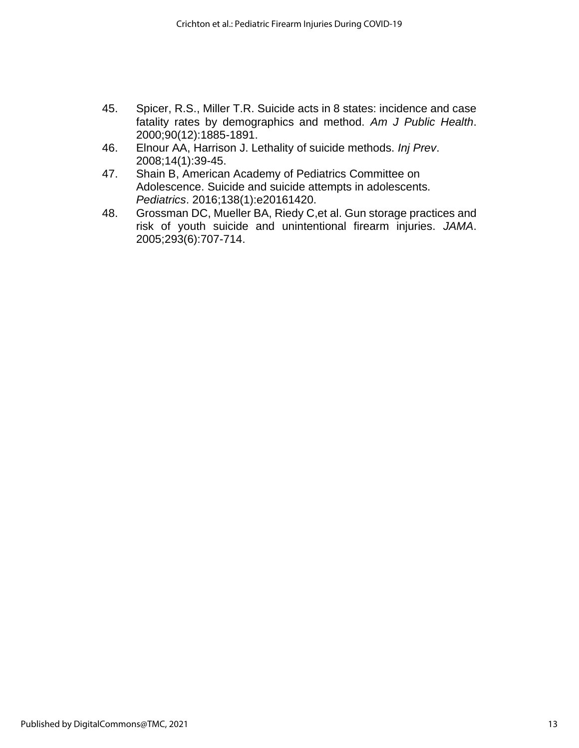45. Spicer, R.S., Miller T.R. Suicide acts in 8 states: incidence and case fatality rates by demographics and method. *Am J Public Health*. 2000;90(12):1885-1891.
46. Elnour AA, Harrison J. Lethality of suicide methods. *Inj Prev*. 2008;14(1):39-45.
47. Shain B, American Academy of Pediatrics Committee on Adolescence. Suicide and suicide attempts in adolescents. *Pediatrics*. 2016;138(1):e20161420.
48. Grossman DC, Mueller BA, Riedy C,et al. Gun storage practices and risk of youth suicide and unintentional firearm injuries. *JAMA*. 2005;293(6):707-714.